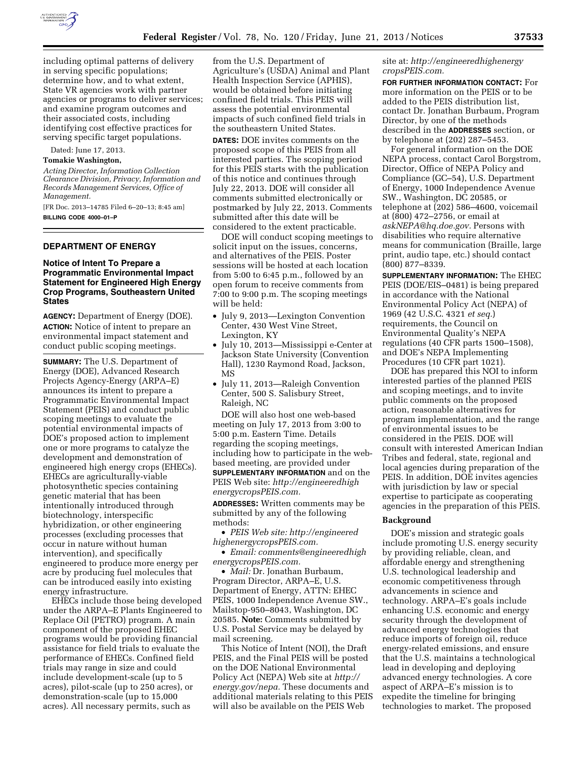including optimal patterns of delivery in serving specific populations; determine how, and to what extent, State VR agencies work with partner agencies or programs to deliver services; and examine program outcomes and their associated costs, including identifying cost effective practices for serving specific target populations.

Dated: June 17, 2013.

**Tomakie Washington,**

*Acting Director, Information Collection Clearance Division, Privacy, Information and Records Management Services, Office of Management.*

[FR Doc. 2013–14785 Filed 6–20–13; 8:45 am]

**BILLING CODE 4000–01–P**

## DEPARTMENT OF ENERGY

### Notice of Intent To Prepare a Programmatic Environmental Impact Statement for Engineered High Energy Crop Programs, Southeastern United States

**AGENCY:** Department of Energy (DOE).

**ACTION:** Notice of intent to prepare an environmental impact statement and conduct public scoping meetings.

**SUMMARY:** The U.S. Department of Energy (DOE), Advanced Research Projects Agency-Energy (ARPA–E) announces its intent to prepare a Programmatic Environmental Impact Statement (PEIS) and conduct public scoping meetings to evaluate the potential environmental impacts of DOE's proposed action to implement one or more programs to catalyze the development and demonstration of engineered high energy crops (EHECs). EHECs are agriculturally-viable photosynthetic species containing genetic material that has been intentionally introduced through biotechnology, interspecific hybridization, or other engineering processes (excluding processes that occur in nature without human intervention), and specifically engineered to produce more energy per acre by producing fuel molecules that can be introduced easily into existing energy infrastructure.

EHECs include those being developed under the ARPA–E Plants Engineered to Replace Oil (PETRO) program. A main component of the proposed EHEC programs would be providing financial assistance for field trials to evaluate the performance of EHECs. Confined field trials may range in size and could include development-scale (up to 5 acres), pilot-scale (up to 250 acres), or demonstration-scale (up to 15,000 acres). All necessary permits, such as from the U.S. Department of Agriculture's (USDA) Animal and Plant Health Inspection Service (APHIS), would be obtained before initiating confined field trials. This PEIS will assess the potential environmental impacts of such confined field trials in the southeastern United States.

**DATES:** DOE invites comments on the proposed scope of this PEIS from all interested parties. The scoping period for this PEIS starts with the publication of this notice and continues through July 22, 2013. DOE will consider all comments submitted electronically or postmarked by July 22, 2013. Comments submitted after this date will be considered to the extent practicable.

DOE will conduct scoping meetings to solicit input on the issues, concerns, and alternatives of the PEIS. Poster sessions will be hosted at each location from 5:00 to 6:45 p.m., followed by an open forum to receive comments from 7:00 to 9:00 p.m. The scoping meetings will be held:

- July 9, 2013—Lexington Convention Center, 430 West Vine Street, Lexington, KY
- July 10, 2013—Mississippi e-Center at Jackson State University (Convention Hall), 1230 Raymond Road, Jackson, MS
- July 11, 2013—Raleigh Convention Center, 500 S. Salisbury Street, Raleigh, NC

DOE will also host one web-based meeting on July 17, 2013 from 3:00 to 5:00 p.m. Eastern Time. Details regarding the scoping meetings, including how to participate in the web-based meeting, are provided under **SUPPLEMENTARY INFORMATION** and on the PEIS Web site: *http://engineeredhighenergycropsPEIS.com.*

**ADDRESSES:** Written comments may be submitted by any of the following methods:

- *PEIS Web site: http://engineeredhighenergycropsPEIS.com.*
- *Email: comments@engineeredhighenergycropsPEIS.com.*
- *Mail:* Dr. Jonathan Burbaum, Program Director, ARPA–E, U.S. Department of Energy, ATTN: EHEC PEIS, 1000 Independence Avenue SW., Mailstop-950–8043, Washington, DC 20585. **Note:** Comments submitted by U.S. Postal Service may be delayed by mail screening.

This Notice of Intent (NOI), the Draft PEIS, and the Final PEIS will be posted on the DOE National Environmental Policy Act (NEPA) Web site at *http://energy.gov/nepa.* These documents and additional materials relating to this PEIS will also be available on the PEIS Web site at: *http://engineeredhighenergycropsPEIS.com.*

**FOR FURTHER INFORMATION CONTACT:** For more information on the PEIS or to be added to the PEIS distribution list, contact Dr. Jonathan Burbaum, Program Director, by one of the methods described in the **ADDRESSES** section, or by telephone at (202) 287–5453.

For general information on the DOE NEPA process, contact Carol Borgstrom, Director, Office of NEPA Policy and Compliance (GC–54), U.S. Department of Energy, 1000 Independence Avenue SW., Washington, DC 20585, or telephone at (202) 586–4600, voicemail at (800) 472–2756, or email at *askNEPA@hq.doe.gov.* Persons with disabilities who require alternative means for communication (Braille, large print, audio tape, etc.) should contact (800) 877–8339.

**SUPPLEMENTARY INFORMATION:** The EHEC PEIS (DOE/EIS–0481) is being prepared in accordance with the National Environmental Policy Act (NEPA) of 1969 (42 U.S.C. 4321 *et seq.*) requirements, the Council on Environmental Quality's NEPA regulations (40 CFR parts 1500–1508), and DOE's NEPA Implementing Procedures (10 CFR part 1021).

DOE has prepared this NOI to inform interested parties of the planned PEIS and scoping meetings, and to invite public comments on the proposed action, reasonable alternatives for program implementation, and the range of environmental issues to be considered in the PEIS. DOE will consult with interested American Indian Tribes and federal, state, regional and local agencies during preparation of the PEIS. In addition, DOE invites agencies with jurisdiction by law or special expertise to participate as cooperating agencies in the preparation of this PEIS.

### Background

DOE's mission and strategic goals include promoting U.S. energy security by providing reliable, clean, and affordable energy and strengthening U.S. technological leadership and economic competitiveness through advancements in science and technology. ARPA–E's goals include enhancing U.S. economic and energy security through the development of advanced energy technologies that reduce imports of foreign oil, reduce energy-related emissions, and ensure that the U.S. maintains a technological lead in developing and deploying advanced energy technologies. A core aspect of ARPA–E's mission is to expedite the timeline for bringing technologies to market. The proposed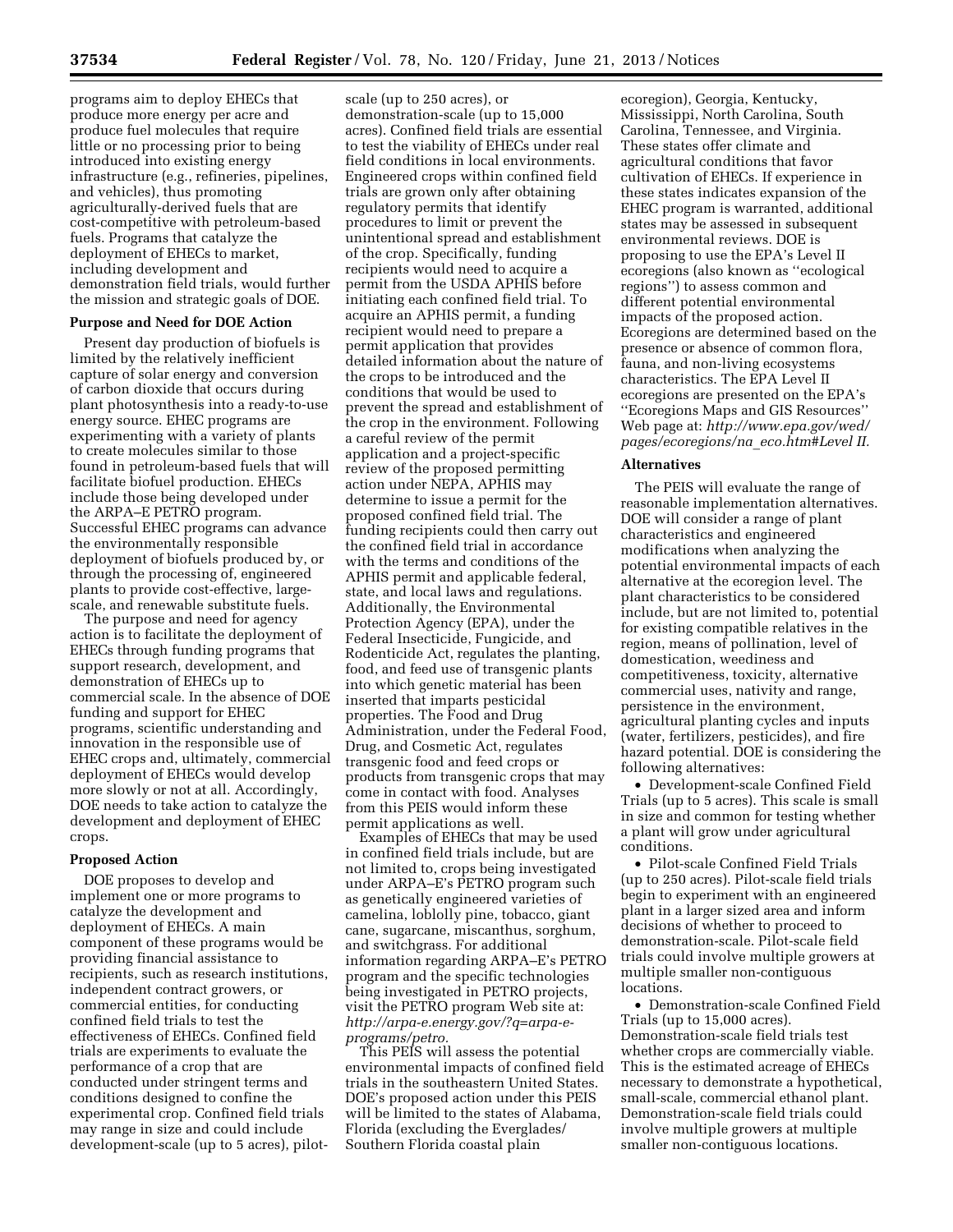programs aim to deploy EHECs that produce more energy per acre and produce fuel molecules that require little or no processing prior to being introduced into existing energy infrastructure (e.g., refineries, pipelines, and vehicles), thus promoting agriculturally-derived fuels that are cost-competitive with petroleum-based fuels. Programs that catalyze the deployment of EHECs to market, including development and demonstration field trials, would further the mission and strategic goals of DOE.

**Purpose and Need for DOE Action**

Present day production of biofuels is limited by the relatively inefficient capture of solar energy and conversion of carbon dioxide that occurs during plant photosynthesis into a ready-to-use energy source. EHEC programs are experimenting with a variety of plants to create molecules similar to those found in petroleum-based fuels that will facilitate biofuel production. EHECs include those being developed under the ARPA–E PETRO program. Successful EHEC programs can advance the environmentally responsible deployment of biofuels produced by, or through the processing of, engineered plants to provide cost-effective, large-scale, and renewable substitute fuels.

The purpose and need for agency action is to facilitate the deployment of EHECs through funding programs that support research, development, and demonstration of EHECs up to commercial scale. In the absence of DOE funding and support for EHEC programs, scientific understanding and innovation in the responsible use of EHEC crops and, ultimately, commercial deployment of EHECs would develop more slowly or not at all. Accordingly, DOE needs to take action to catalyze the development and deployment of EHEC crops.

**Proposed Action**

DOE proposes to develop and implement one or more programs to catalyze the development and deployment of EHECs. A main component of these programs would be providing financial assistance to recipients, such as research institutions, independent contract growers, or commercial entities, for conducting confined field trials to test the effectiveness of EHECs. Confined field trials are experiments to evaluate the performance of a crop that are conducted under stringent terms and conditions designed to confine the experimental crop. Confined field trials may range in size and could include development-scale (up to 5 acres), pilot-scale (up to 250 acres), or demonstration-scale (up to 15,000 acres). Confined field trials are essential to test the viability of EHECs under real field conditions in local environments. Engineered crops within confined field trials are grown only after obtaining regulatory permits that identify procedures to limit or prevent the unintentional spread and establishment of the crop. Specifically, funding recipients would need to acquire a permit from the USDA APHIS before initiating each confined field trial. To acquire an APHIS permit, a funding recipient would need to prepare a permit application that provides detailed information about the nature of the crops to be introduced and the conditions that would be used to prevent the spread and establishment of the crop in the environment. Following a careful review of the permit application and a project-specific review of the proposed permitting action under NEPA, APHIS may determine to issue a permit for the proposed confined field trial. The funding recipients could then carry out the confined field trial in accordance with the terms and conditions of the APHIS permit and applicable federal, state, and local laws and regulations. Additionally, the Environmental Protection Agency (EPA), under the Federal Insecticide, Fungicide, and Rodenticide Act, regulates the planting, food, and feed use of transgenic plants into which genetic material has been inserted that imparts pesticidal properties. The Food and Drug Administration, under the Federal Food, Drug, and Cosmetic Act, regulates transgenic food and feed crops or products from transgenic crops that may come in contact with food. Analyses from this PEIS would inform these permit applications as well.

Examples of EHECs that may be used in confined field trials include, but are not limited to, crops being investigated under ARPA–E's PETRO program such as genetically engineered varieties of camelina, loblolly pine, tobacco, giant cane, sugarcane, miscanthus, sorghum, and switchgrass. For additional information regarding ARPA–E's PETRO program and the specific technologies being investigated in PETRO projects, visit the PETRO program Web site at: *http://arpa-e.energy.gov/?q=arpa-e-programs/petro.*

This PEIS will assess the potential environmental impacts of confined field trials in the southeastern United States. DOE's proposed action under this PEIS will be limited to the states of Alabama, Florida (excluding the Everglades/Southern Florida coastal plain ecoregion), Georgia, Kentucky, Mississippi, North Carolina, South Carolina, Tennessee, and Virginia. These states offer climate and agricultural conditions that favor cultivation of EHECs. If experience in these states indicates expansion of the EHEC program is warranted, additional states may be assessed in subsequent environmental reviews. DOE is proposing to use the EPA's Level II ecoregions (also known as ''ecological regions'') to assess common and different potential environmental impacts of the proposed action. Ecoregions are determined based on the presence or absence of common flora, fauna, and non-living ecosystems characteristics. The EPA Level II ecoregions are presented on the EPA's ''Ecoregions Maps and GIS Resources'' Web page at: *http://www.epa.gov/wed/pages/ecoregions/na_eco.htm#Level II.*

**Alternatives**

The PEIS will evaluate the range of reasonable implementation alternatives. DOE will consider a range of plant characteristics and engineered modifications when analyzing the potential environmental impacts of each alternative at the ecoregion level. The plant characteristics to be considered include, but are not limited to, potential for existing compatible relatives in the region, means of pollination, level of domestication, weediness and competitiveness, toxicity, alternative commercial uses, nativity and range, persistence in the environment, agricultural planting cycles and inputs (water, fertilizers, pesticides), and fire hazard potential. DOE is considering the following alternatives:

- Development-scale Confined Field Trials (up to 5 acres). This scale is small in size and common for testing whether a plant will grow under agricultural conditions.
- Pilot-scale Confined Field Trials (up to 250 acres). Pilot-scale field trials begin to experiment with an engineered plant in a larger sized area and inform decisions of whether to proceed to demonstration-scale. Pilot-scale field trials could involve multiple growers at multiple smaller non-contiguous locations.
- Demonstration-scale Confined Field Trials (up to 15,000 acres). Demonstration-scale field trials test whether crops are commercially viable. This is the estimated acreage of EHECs necessary to demonstrate a hypothetical, small-scale, commercial ethanol plant. Demonstration-scale field trials could involve multiple growers at multiple smaller non-contiguous locations.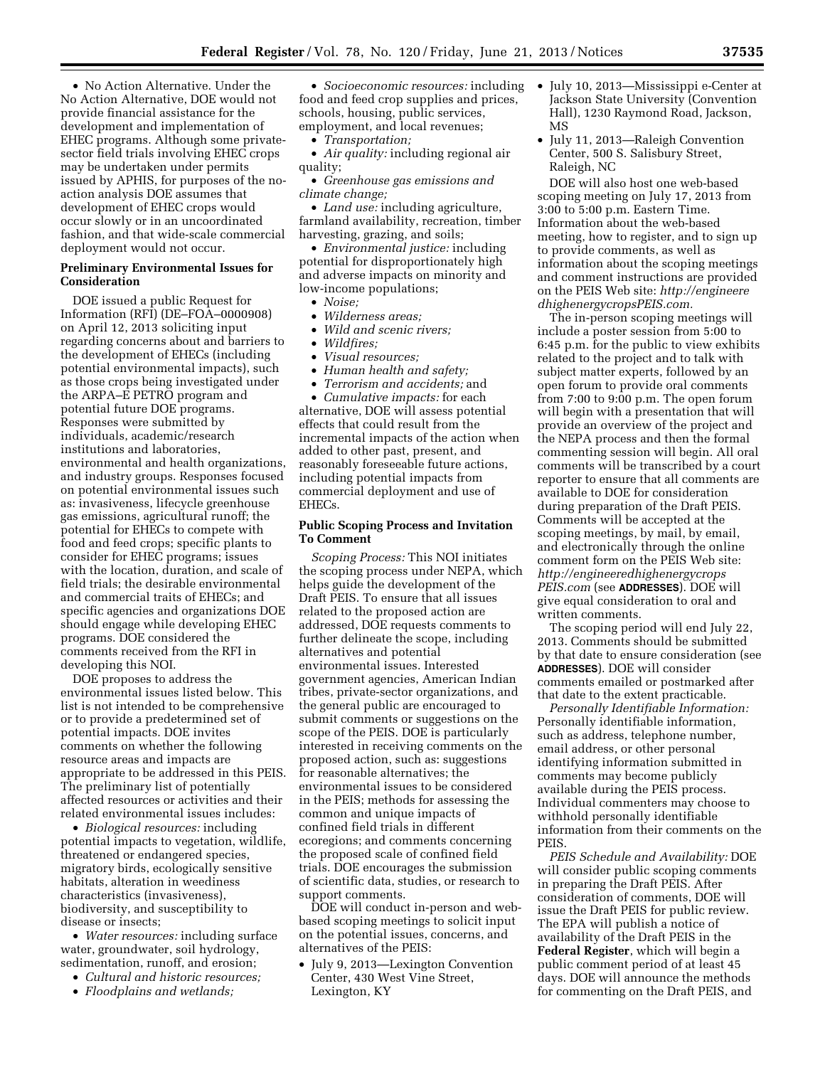- No Action Alternative. Under the No Action Alternative, DOE would not provide financial assistance for the development and implementation of EHEC programs. Although some private-sector field trials involving EHEC crops may be undertaken under permits issued by APHIS, for purposes of the no-action analysis DOE assumes that development of EHEC crops would occur slowly or in an uncoordinated fashion, and that wide-scale commercial deployment would not occur.

**Preliminary Environmental Issues for Consideration**

DOE issued a public Request for Information (RFI) (DE–FOA–0000908) on April 12, 2013 soliciting input regarding concerns about and barriers to the development of EHECs (including potential environmental impacts), such as those crops being investigated under the ARPA–E PETRO program and potential future DOE programs. Responses were submitted by individuals, academic/research institutions and laboratories, environmental and health organizations, and industry groups. Responses focused on potential environmental issues such as: invasiveness, lifecycle greenhouse gas emissions, agricultural runoff; the potential for EHECs to compete with food and feed crops; specific plants to consider for EHEC programs; issues with the location, duration, and scale of field trials; the desirable environmental and commercial traits of EHECs; and specific agencies and organizations DOE should engage while developing EHEC programs. DOE considered the comments received from the RFI in developing this NOI.

DOE proposes to address the environmental issues listed below. This list is not intended to be comprehensive or to provide a predetermined set of potential impacts. DOE invites comments on whether the following resource areas and impacts are appropriate to be addressed in this PEIS. The preliminary list of potentially affected resources or activities and their related environmental issues includes:

- *Biological resources:* including potential impacts to vegetation, wildlife, threatened or endangered species, migratory birds, ecologically sensitive habitats, alteration in weediness characteristics (invasiveness), biodiversity, and susceptibility to disease or insects;
- *Water resources:* including surface water, groundwater, soil hydrology, sedimentation, runoff, and erosion;
- *Cultural and historic resources;*
- *Floodplains and wetlands;*
- *Socioeconomic resources:* including food and feed crop supplies and prices, schools, housing, public services, employment, and local revenues;
- *Transportation;*
- *Air quality:* including regional air quality;
- *Greenhouse gas emissions and climate change;*
- *Land use:* including agriculture, farmland availability, recreation, timber harvesting, grazing, and soils;
- *Environmental justice:* including potential for disproportionately high and adverse impacts on minority and low-income populations;
- *Noise;*
- *Wilderness areas;*
- *Wild and scenic rivers;*
- *Wildfires;*
- *Visual resources;*
- *Human health and safety;*
- *Terrorism and accidents;* and
- *Cumulative impacts:* for each alternative, DOE will assess potential effects that could result from the incremental impacts of the action when added to other past, present, and reasonably foreseeable future actions, including potential impacts from commercial deployment and use of EHECs.

**Public Scoping Process and Invitation To Comment**

*Scoping Process:* This NOI initiates the scoping process under NEPA, which helps guide the development of the Draft PEIS. To ensure that all issues related to the proposed action are addressed, DOE requests comments to further delineate the scope, including alternatives and potential environmental issues. Interested government agencies, American Indian tribes, private-sector organizations, and the general public are encouraged to submit comments or suggestions on the scope of the PEIS. DOE is particularly interested in receiving comments on the proposed action, such as: suggestions for reasonable alternatives; the environmental issues to be considered in the PEIS; methods for assessing the common and unique impacts of confined field trials in different ecoregions; and comments concerning the proposed scale of confined field trials. DOE encourages the submission of scientific data, studies, or research to support comments.

DOE will conduct in-person and web-based scoping meetings to solicit input on the potential issues, concerns, and alternatives of the PEIS:

- July 9, 2013—Lexington Convention Center, 430 West Vine Street, Lexington, KY
- July 10, 2013—Mississippi e-Center at Jackson State University (Convention Hall), 1230 Raymond Road, Jackson, MS
- July 11, 2013—Raleigh Convention Center, 500 S. Salisbury Street, Raleigh, NC

DOE will also host one web-based scoping meeting on July 17, 2013 from 3:00 to 5:00 p.m. Eastern Time. Information about the web-based meeting, how to register, and to sign up to provide comments, as well as information about the scoping meetings and comment instructions are provided on the PEIS Web site: *http://engineeredhighenergycropsPEIS.com.*

The in-person scoping meetings will include a poster session from 5:00 to 6:45 p.m. for the public to view exhibits related to the project and to talk with subject matter experts, followed by an open forum to provide oral comments from 7:00 to 9:00 p.m. The open forum will begin with a presentation that will provide an overview of the project and the NEPA process and then the formal commenting session will begin. All oral comments will be transcribed by a court reporter to ensure that all comments are available to DOE for consideration during preparation of the Draft PEIS. Comments will be accepted at the scoping meetings, by mail, by email, and electronically through the online comment form on the PEIS Web site: *http://engineeredhighenergycropsPEIS.com* (see **ADDRESSES**). DOE will give equal consideration to oral and written comments.

The scoping period will end July 22, 2013. Comments should be submitted by that date to ensure consideration (see **ADDRESSES**). DOE will consider comments emailed or postmarked after that date to the extent practicable.

*Personally Identifiable Information:* Personally identifiable information, such as address, telephone number, email address, or other personal identifying information submitted in comments may become publicly available during the PEIS process. Individual commenters may choose to withhold personally identifiable information from their comments on the PEIS.

*PEIS Schedule and Availability:* DOE will consider public scoping comments in preparing the Draft PEIS. After consideration of comments, DOE will issue the Draft PEIS for public review. The EPA will publish a notice of availability of the Draft PEIS in the **Federal Register**, which will begin a public comment period of at least 45 days. DOE will announce the methods for commenting on the Draft PEIS, and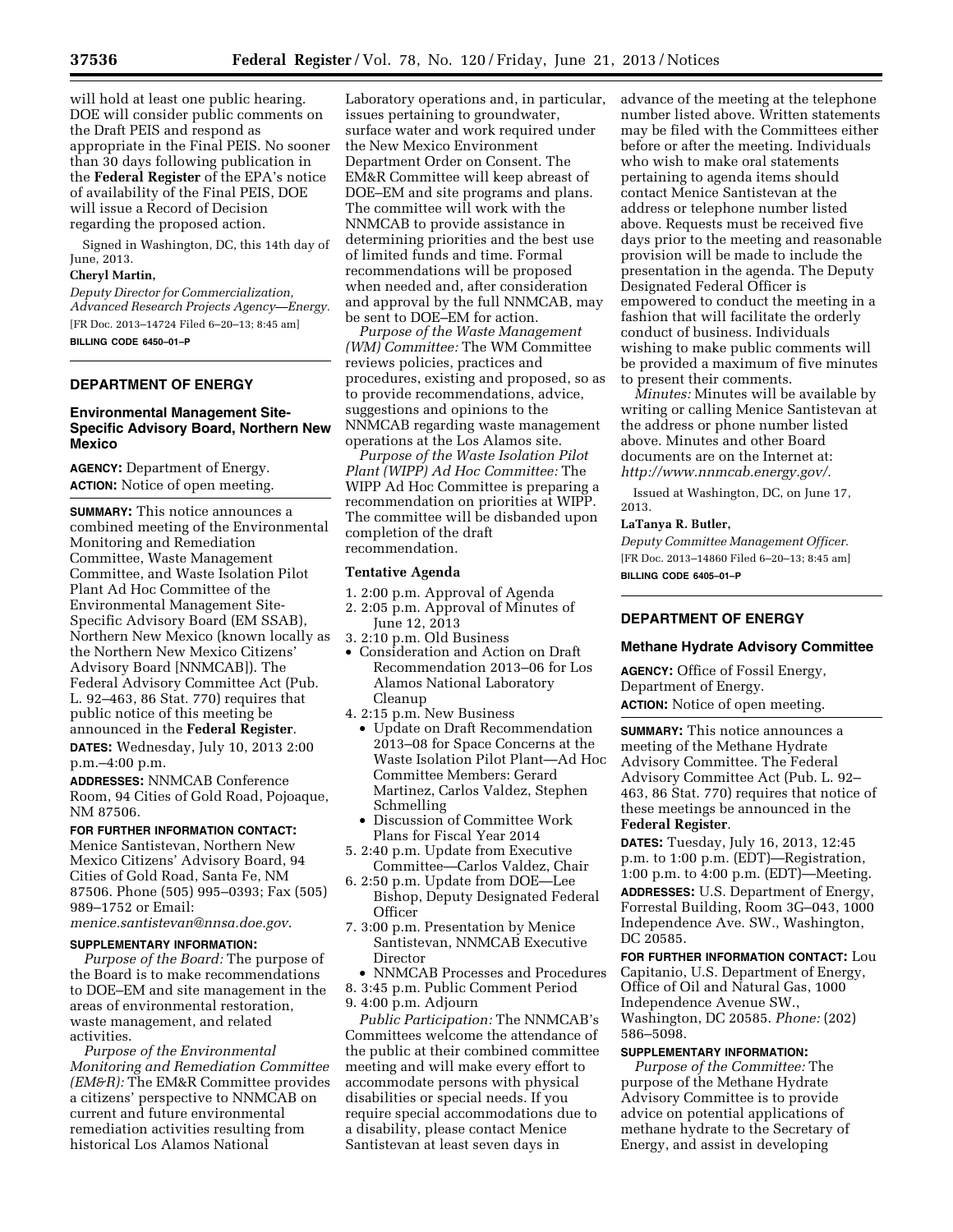will hold at least one public hearing. DOE will consider public comments on the Draft PEIS and respond as appropriate in the Final PEIS. No sooner than 30 days following publication in the **Federal Register** of the EPA's notice of availability of the Final PEIS, DOE will issue a Record of Decision regarding the proposed action.

Signed in Washington, DC, this 14th day of June, 2013.

**Cheryl Martin,**

*Deputy Director for Commercialization, Advanced Research Projects Agency—Energy.*

[FR Doc. 2013–14724 Filed 6–20–13; 8:45 am]

**BILLING CODE 6450–01–P**

## DEPARTMENT OF ENERGY

### Environmental Management Site-Specific Advisory Board, Northern New Mexico

**AGENCY:** Department of Energy.

**ACTION:** Notice of open meeting.

**SUMMARY:** This notice announces a combined meeting of the Environmental Monitoring and Remediation Committee, Waste Management Committee, and Waste Isolation Pilot Plant Ad Hoc Committee of the Environmental Management Site-Specific Advisory Board (EM SSAB), Northern New Mexico (known locally as the Northern New Mexico Citizens' Advisory Board [NNMCAB]). The Federal Advisory Committee Act (Pub. L. 92–463, 86 Stat. 770) requires that public notice of this meeting be announced in the **Federal Register**.

**DATES:** Wednesday, July 10, 2013 2:00 p.m.–4:00 p.m.

**ADDRESSES:** NNMCAB Conference Room, 94 Cities of Gold Road, Pojoaque, NM 87506.

**FOR FURTHER INFORMATION CONTACT:** Menice Santistevan, Northern New Mexico Citizens' Advisory Board, 94 Cities of Gold Road, Santa Fe, NM 87506. Phone (505) 995–0393; Fax (505) 989–1752 or Email: *menice.santistevan@nnsa.doe.gov*.

**SUPPLEMENTARY INFORMATION:**

*Purpose of the Board:* The purpose of the Board is to make recommendations to DOE–EM and site management in the areas of environmental restoration, waste management, and related activities.

*Purpose of the Environmental Monitoring and Remediation Committee (EM&R):* The EM&R Committee provides a citizens' perspective to NNMCAB on current and future environmental remediation activities resulting from historical Los Alamos National Laboratory operations and, in particular, issues pertaining to groundwater, surface water and work required under the New Mexico Environment Department Order on Consent. The EM&R Committee will keep abreast of DOE–EM and site programs and plans. The committee will work with the NNMCAB to provide assistance in determining priorities and the best use of limited funds and time. Formal recommendations will be proposed when needed and, after consideration and approval by the full NNMCAB, may be sent to DOE–EM for action.

*Purpose of the Waste Management (WM) Committee:* The WM Committee reviews policies, practices and procedures, existing and proposed, so as to provide recommendations, advice, suggestions and opinions to the NNMCAB regarding waste management operations at the Los Alamos site.

*Purpose of the Waste Isolation Pilot Plant (WIPP) Ad Hoc Committee:* The WIPP Ad Hoc Committee is preparing a recommendation on priorities at WIPP. The committee will be disbanded upon completion of the draft recommendation.

#### Tentative Agenda

1. 2:00 p.m. Approval of Agenda
2. 2:05 p.m. Approval of Minutes of June 12, 2013
3. 2:10 p.m. Old Business
   - Consideration and Action on Draft Recommendation 2013–06 for Los Alamos National Laboratory Cleanup
4. 2:15 p.m. New Business
   - Update on Draft Recommendation 2013–08 for Space Concerns at the Waste Isolation Pilot Plant—Ad Hoc Committee Members: Gerard Martinez, Carlos Valdez, Stephen Schmelling
   - Discussion of Committee Work Plans for Fiscal Year 2014
5. 2:40 p.m. Update from Executive Committee—Carlos Valdez, Chair
6. 2:50 p.m. Update from DOE—Lee Bishop, Deputy Designated Federal Officer
7. 3:00 p.m. Presentation by Menice Santistevan, NNMCAB Executive Director
   - NNMCAB Processes and Procedures
8. 3:45 p.m. Public Comment Period
9. 4:00 p.m. Adjourn

*Public Participation:* The NNMCAB's Committees welcome the attendance of the public at their combined committee meeting and will make every effort to accommodate persons with physical disabilities or special needs. If you require special accommodations due to a disability, please contact Menice Santistevan at least seven days in advance of the meeting at the telephone number listed above. Written statements may be filed with the Committees either before or after the meeting. Individuals who wish to make oral statements pertaining to agenda items should contact Menice Santistevan at the address or telephone number listed above. Requests must be received five days prior to the meeting and reasonable provision will be made to include the presentation in the agenda. The Deputy Designated Federal Officer is empowered to conduct the meeting in a fashion that will facilitate the orderly conduct of business. Individuals wishing to make public comments will be provided a maximum of five minutes to present their comments.

*Minutes:* Minutes will be available by writing or calling Menice Santistevan at the address or phone number listed above. Minutes and other Board documents are on the Internet at: *http://www.nnmcab.energy.gov/*.

Issued at Washington, DC, on June 17, 2013.

**LaTanya R. Butler,**

*Deputy Committee Management Officer.*

[FR Doc. 2013–14860 Filed 6–20–13; 8:45 am]

**BILLING CODE 6405–01–P**

## DEPARTMENT OF ENERGY

### Methane Hydrate Advisory Committee

**AGENCY:** Office of Fossil Energy, Department of Energy.

**ACTION:** Notice of open meeting.

**SUMMARY:** This notice announces a meeting of the Methane Hydrate Advisory Committee. The Federal Advisory Committee Act (Pub. L. 92–463, 86 Stat. 770) requires that notice of these meetings be announced in the **Federal Register**.

**DATES:** Tuesday, July 16, 2013, 12:45 p.m. to 1:00 p.m. (EDT)—Registration, 1:00 p.m. to 4:00 p.m. (EDT)—Meeting.

**ADDRESSES:** U.S. Department of Energy, Forrestal Building, Room 3G–043, 1000 Independence Ave. SW., Washington, DC 20585.

**FOR FURTHER INFORMATION CONTACT:** Lou Capitanio, U.S. Department of Energy, Office of Oil and Natural Gas, 1000 Independence Avenue SW., Washington, DC 20585. *Phone:* (202) 586–5098.

**SUPPLEMENTARY INFORMATION:**

*Purpose of the Committee:* The purpose of the Methane Hydrate Advisory Committee is to provide advice on potential applications of methane hydrate to the Secretary of Energy, and assist in developing